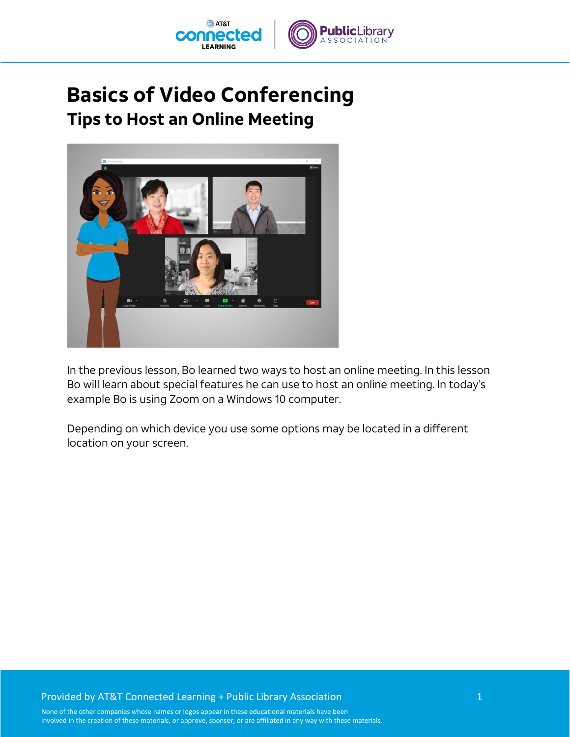# Basics of Video Conferencing

## Tips to Host an Online Meeting

In the previous lesson, Bo learned two ways to host an online meeting. In this lesson Bo will learn about special features he can use to host an online meeting. In today's example Bo is using Zoom on a Windows 10 computer.

Depending on which device you use some options may be located in a different location on your screen.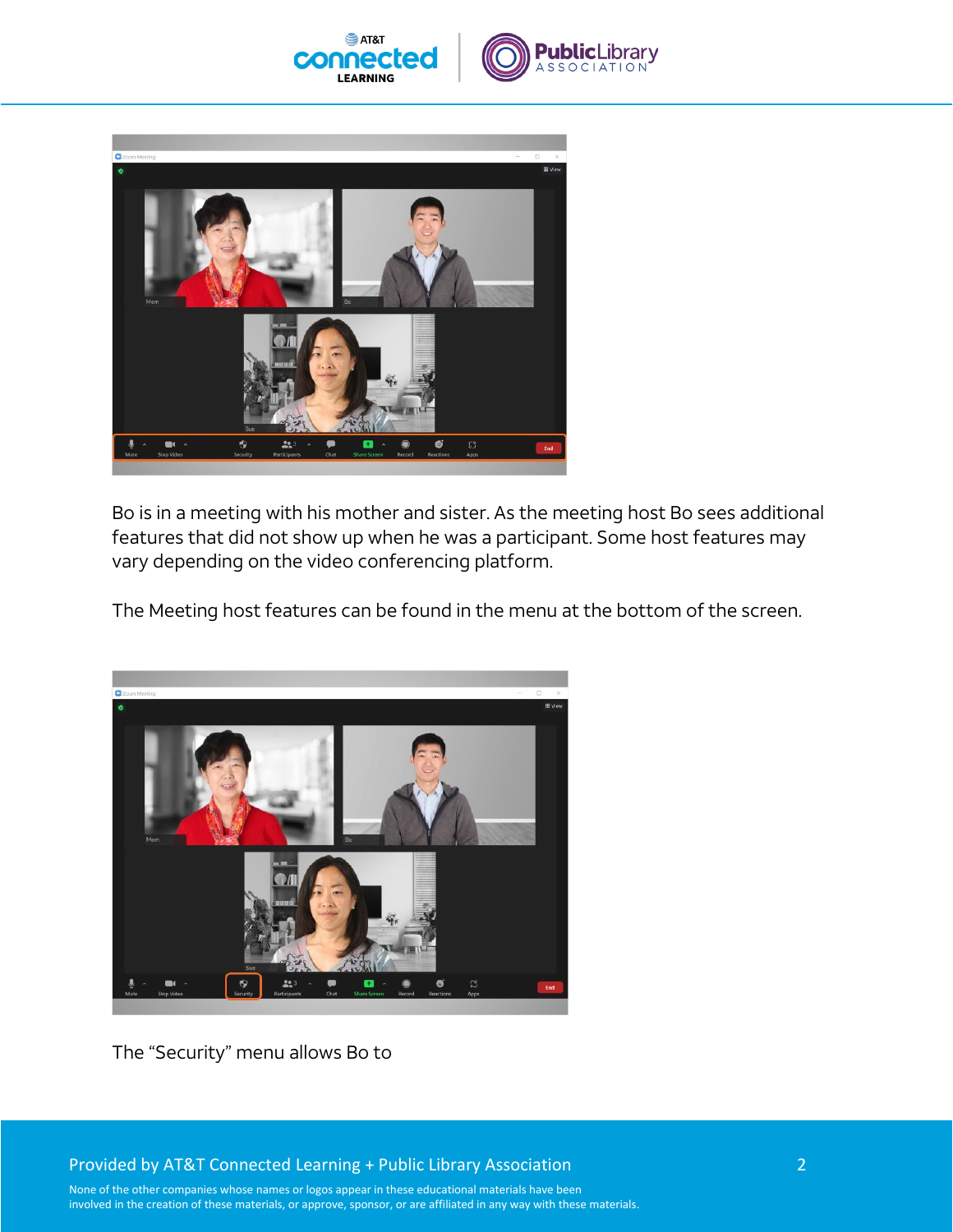Bo is in a meeting with his mother and sister. As the meeting host Bo sees additional features that did not show up when he was a participant. Some host features may vary depending on the video conferencing platform.

The Meeting host features can be found in the menu at the bottom of the screen.

The “Security” menu allows Bo to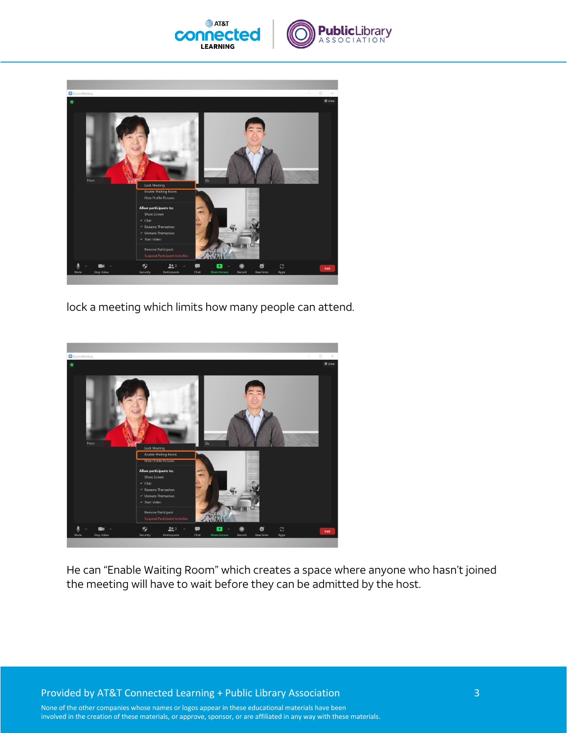lock a meeting which limits how many people can attend.

He can “Enable Waiting Room” which creates a space where anyone who hasn’t joined the meeting will have to wait before they can be admitted by the host.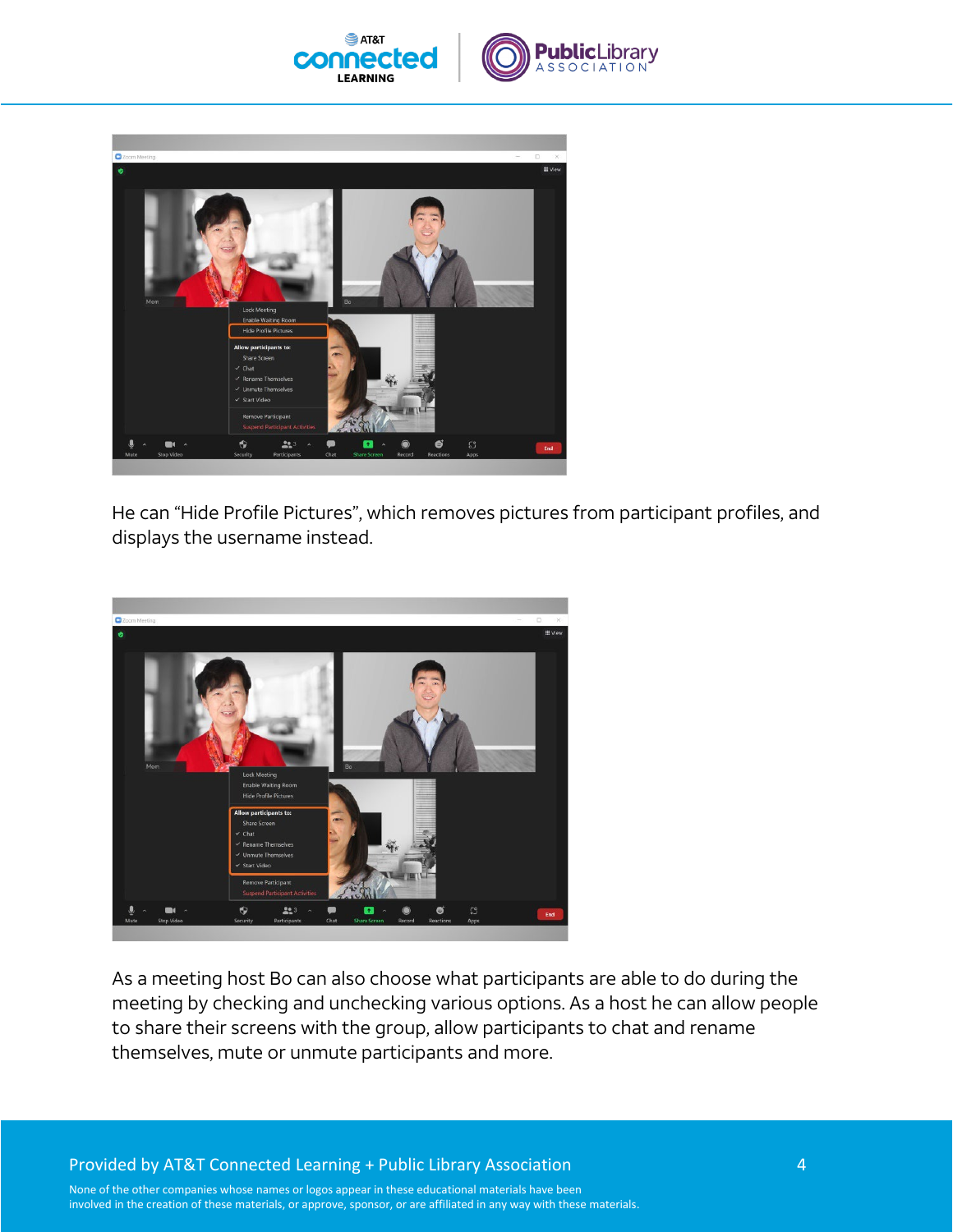He can “Hide Profile Pictures”, which removes pictures from participant profiles, and displays the username instead.

As a meeting host Bo can also choose what participants are able to do during the meeting by checking and unchecking various options. As a host he can allow people to share their screens with the group, allow participants to chat and rename themselves, mute or unmute participants and more.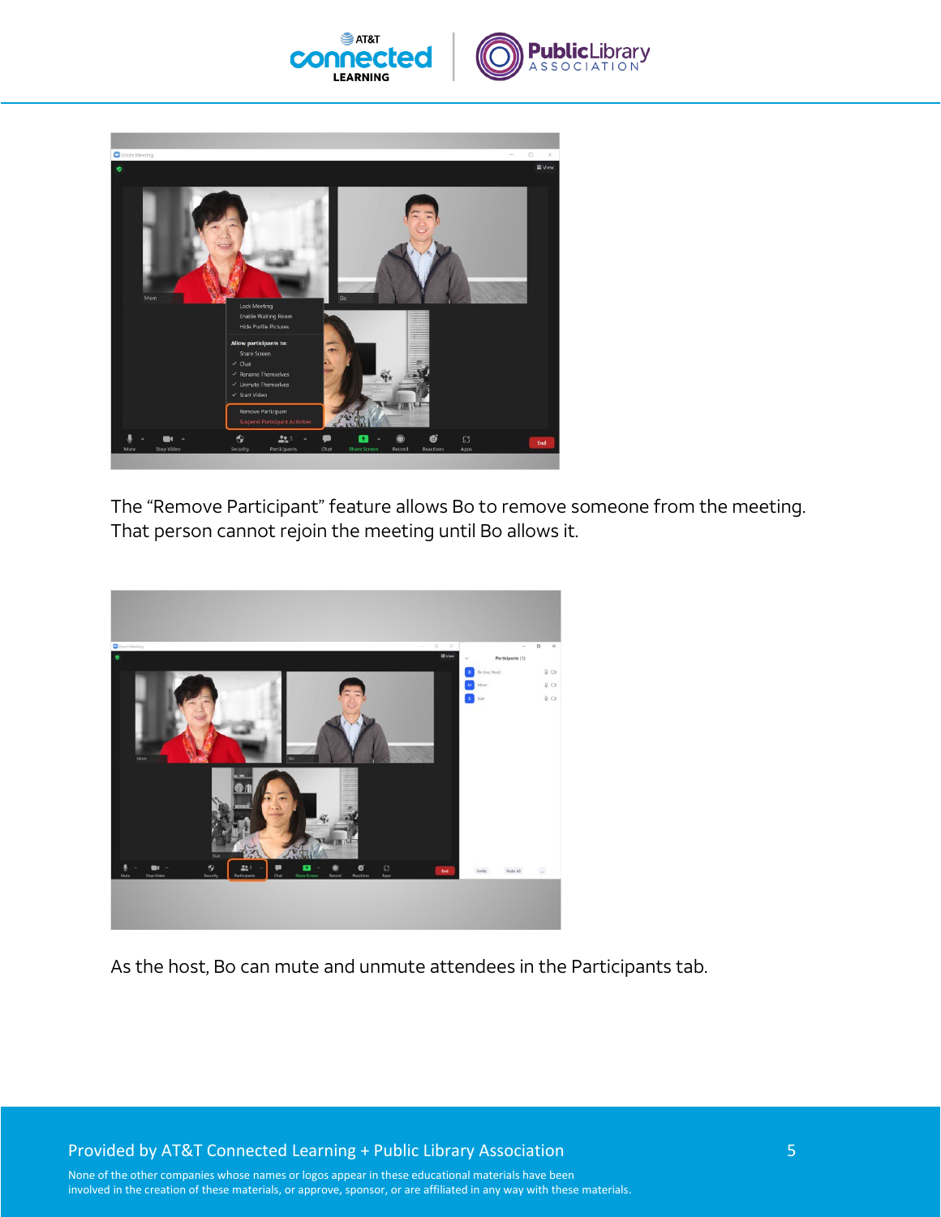The “Remove Participant” feature allows Bo to remove someone from the meeting. That person cannot rejoin the meeting until Bo allows it.

As the host, Bo can mute and unmute attendees in the Participants tab.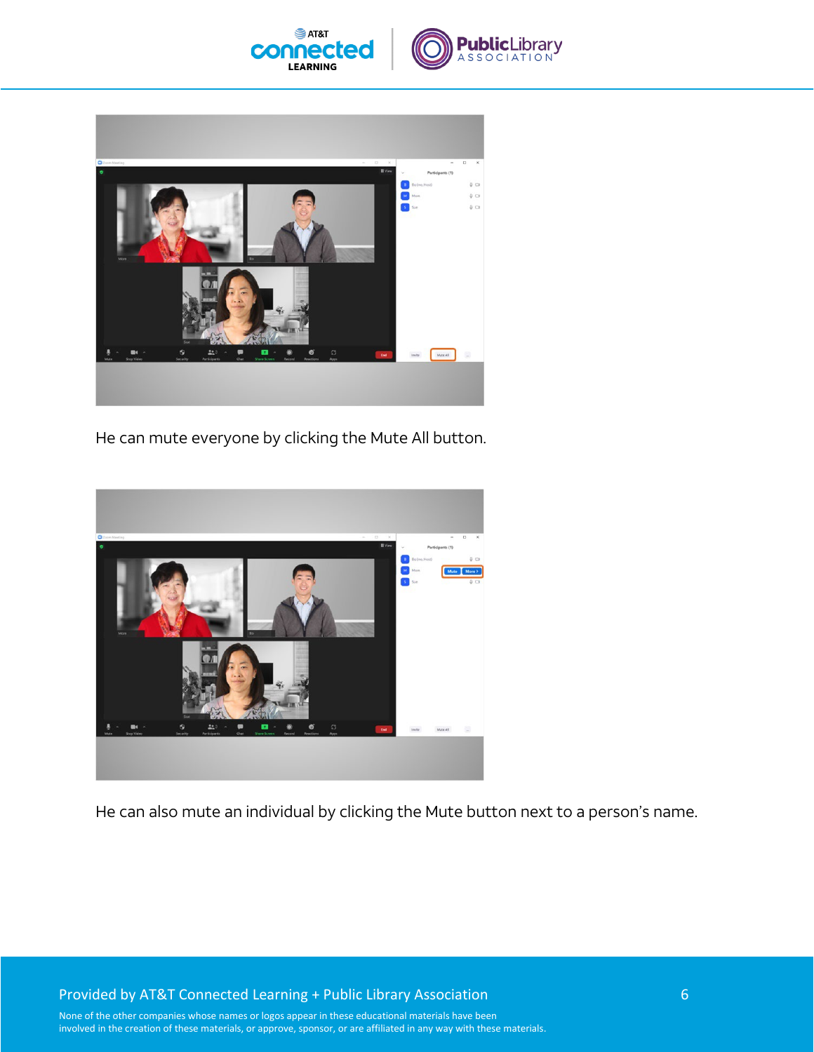He can mute everyone by clicking the Mute All button.

He can also mute an individual by clicking the Mute button next to a person’s name.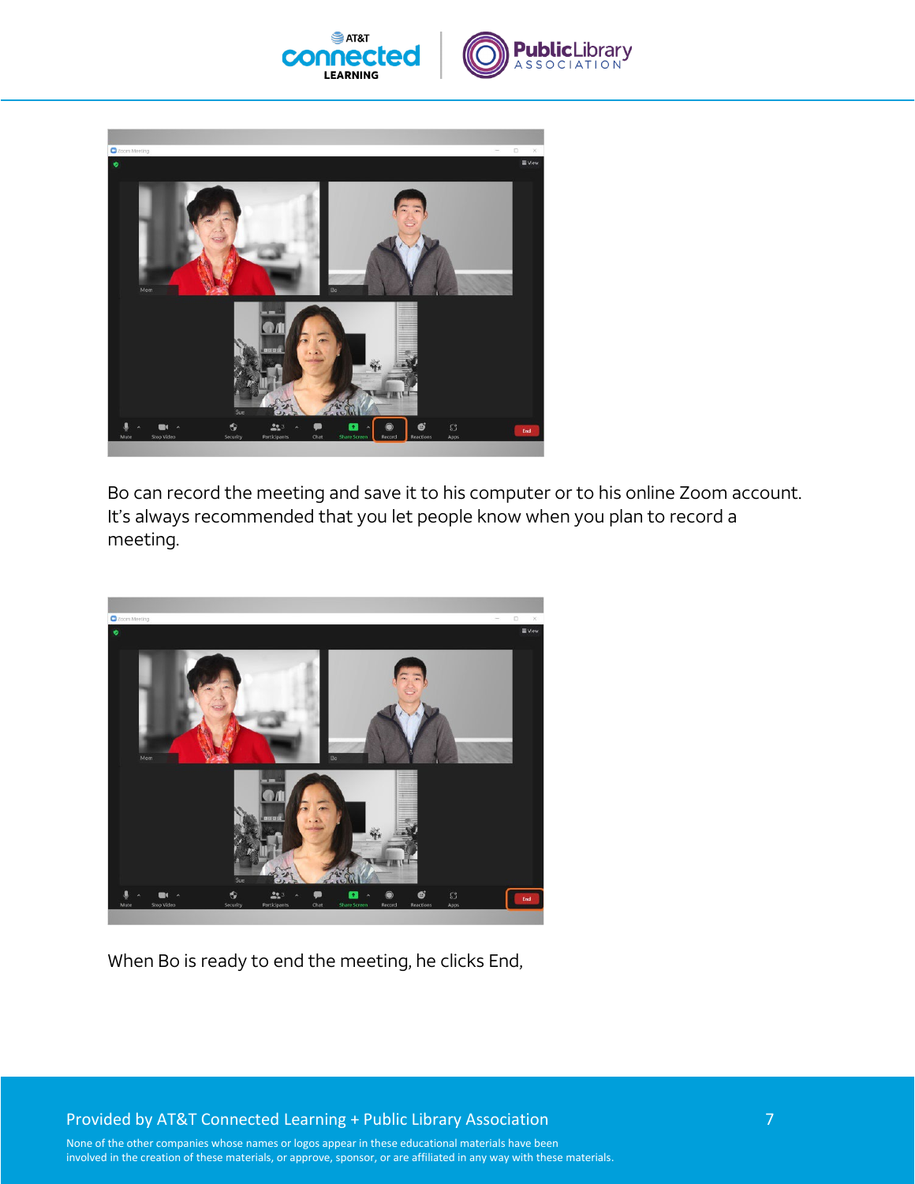Bo can record the meeting and save it to his computer or to his online Zoom account. It's always recommended that you let people know when you plan to record a meeting.

When Bo is ready to end the meeting, he clicks End,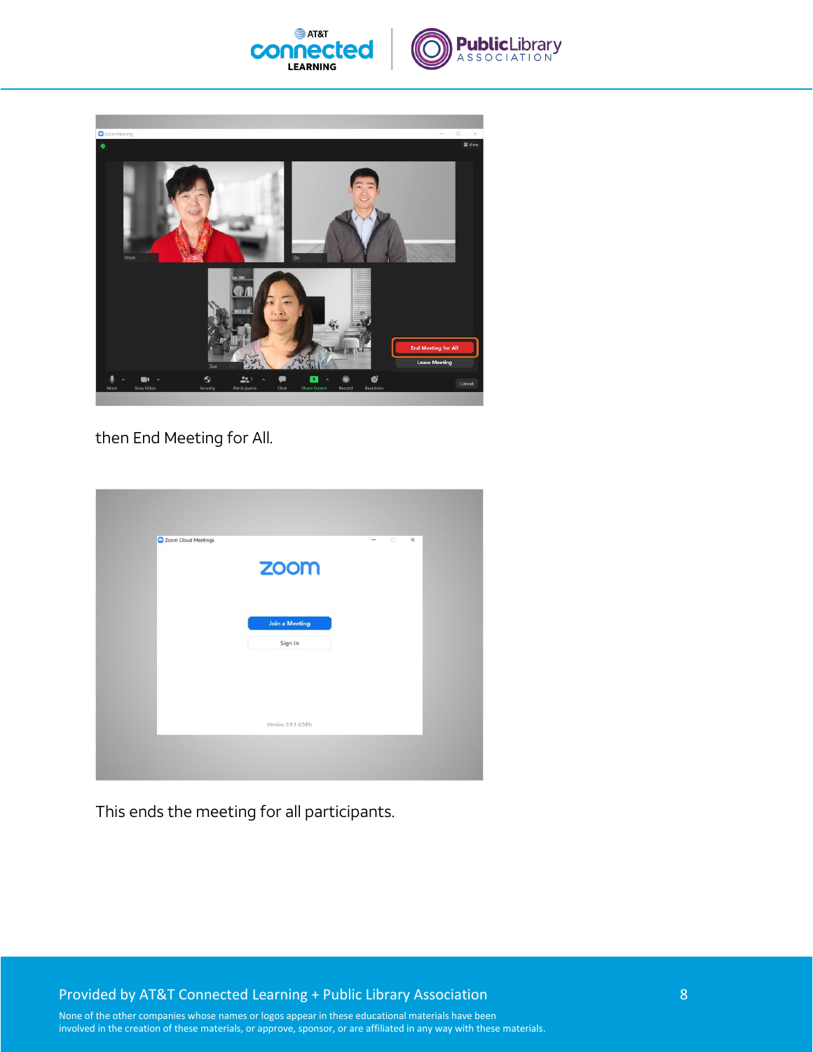then End Meeting for All.

This ends the meeting for all participants.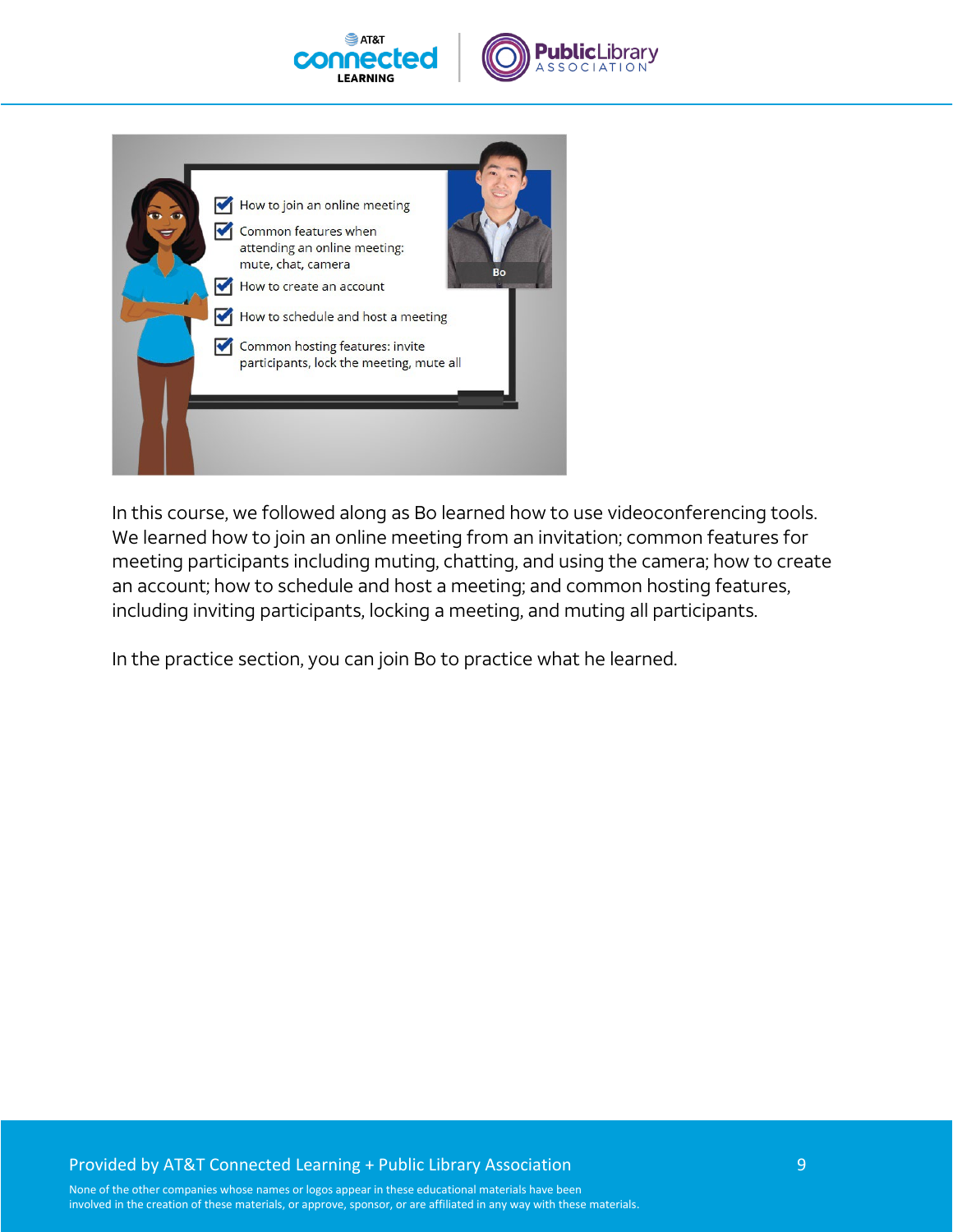In this course, we followed along as Bo learned how to use videoconferencing tools. We learned how to join an online meeting from an invitation; common features for meeting participants including muting, chatting, and using the camera; how to create an account; how to schedule and host a meeting; and common hosting features, including inviting participants, locking a meeting, and muting all participants.

In the practice section, you can join Bo to practice what he learned.